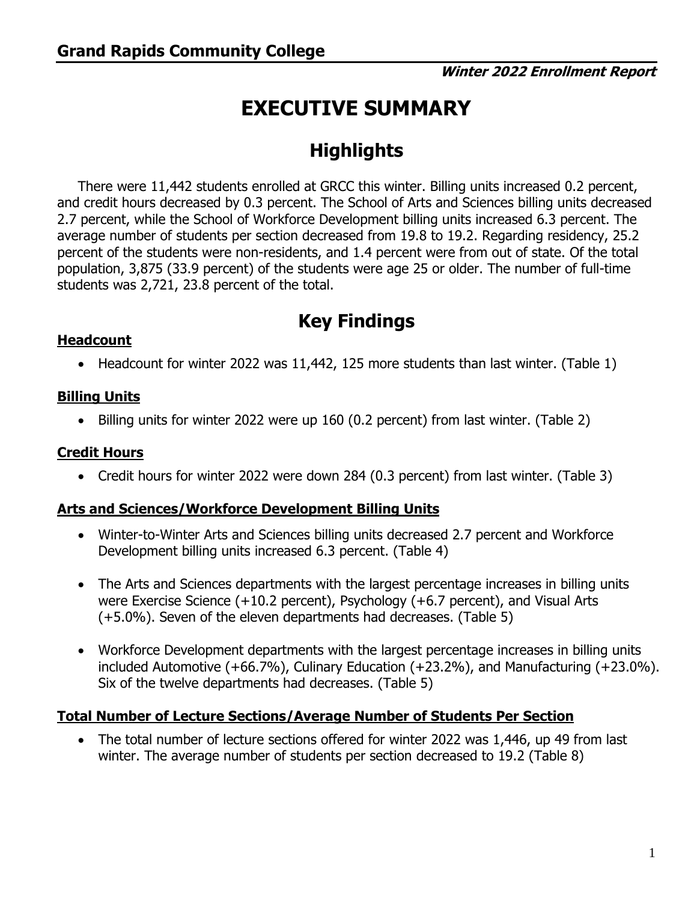# Grand Rapids Community College

***Winter 2022 Enrollment Report***

# EXECUTIVE SUMMARY

## Highlights

There were 11,442 students enrolled at GRCC this winter. Billing units increased 0.2 percent, and credit hours decreased by 0.3 percent. The School of Arts and Sciences billing units decreased 2.7 percent, while the School of Workforce Development billing units increased 6.3 percent. The average number of students per section decreased from 19.8 to 19.2. Regarding residency, 25.2 percent of the students were non-residents, and 1.4 percent were from out of state. Of the total population, 3,875 (33.9 percent) of the students were age 25 or older. The number of full-time students was 2,721, 23.8 percent of the total.

## Key Findings

### Headcount

- Headcount for winter 2022 was 11,442, 125 more students than last winter. (Table 1)

### Billing Units

- Billing units for winter 2022 were up 160 (0.2 percent) from last winter. (Table 2)

### Credit Hours

- Credit hours for winter 2022 were down 284 (0.3 percent) from last winter. (Table 3)

### Arts and Sciences/Workforce Development Billing Units

- Winter-to-Winter Arts and Sciences billing units decreased 2.7 percent and Workforce Development billing units increased 6.3 percent. (Table 4)
- The Arts and Sciences departments with the largest percentage increases in billing units were Exercise Science (+10.2 percent), Psychology (+6.7 percent), and Visual Arts (+5.0%). Seven of the eleven departments had decreases. (Table 5)
- Workforce Development departments with the largest percentage increases in billing units included Automotive (+66.7%), Culinary Education (+23.2%), and Manufacturing (+23.0%). Six of the twelve departments had decreases. (Table 5)

### Total Number of Lecture Sections/Average Number of Students Per Section

- The total number of lecture sections offered for winter 2022 was 1,446, up 49 from last winter. The average number of students per section decreased to 19.2 (Table 8)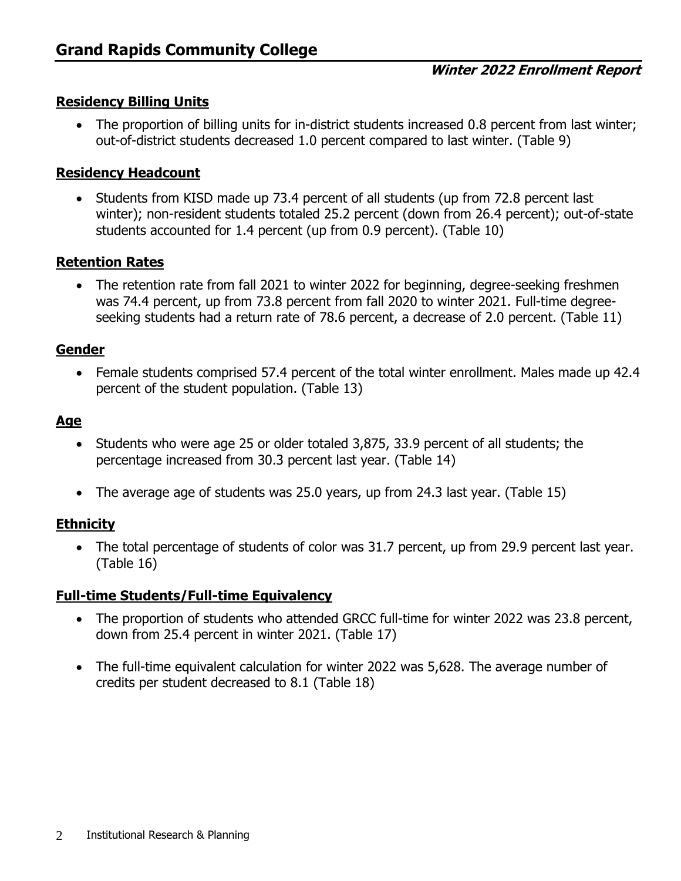## Residency Billing Units

- The proportion of billing units for in-district students increased 0.8 percent from last winter; out-of-district students decreased 1.0 percent compared to last winter. (Table 9)

## Residency Headcount

- Students from KISD made up 73.4 percent of all students (up from 72.8 percent last winter); non-resident students totaled 25.2 percent (down from 26.4 percent); out-of-state students accounted for 1.4 percent (up from 0.9 percent). (Table 10)

## Retention Rates

- The retention rate from fall 2021 to winter 2022 for beginning, degree-seeking freshmen was 74.4 percent, up from 73.8 percent from fall 2020 to winter 2021. Full-time degree-seeking students had a return rate of 78.6 percent, a decrease of 2.0 percent. (Table 11)

## Gender

- Female students comprised 57.4 percent of the total winter enrollment. Males made up 42.4 percent of the student population. (Table 13)

## Age

- Students who were age 25 or older totaled 3,875, 33.9 percent of all students; the percentage increased from 30.3 percent last year. (Table 14)
- The average age of students was 25.0 years, up from 24.3 last year. (Table 15)

## Ethnicity

- The total percentage of students of color was 31.7 percent, up from 29.9 percent last year. (Table 16)

## Full-time Students/Full-time Equivalency

- The proportion of students who attended GRCC full-time for winter 2022 was 23.8 percent, down from 25.4 percent in winter 2021. (Table 17)
- The full-time equivalent calculation for winter 2022 was 5,628. The average number of credits per student decreased to 8.1 (Table 18)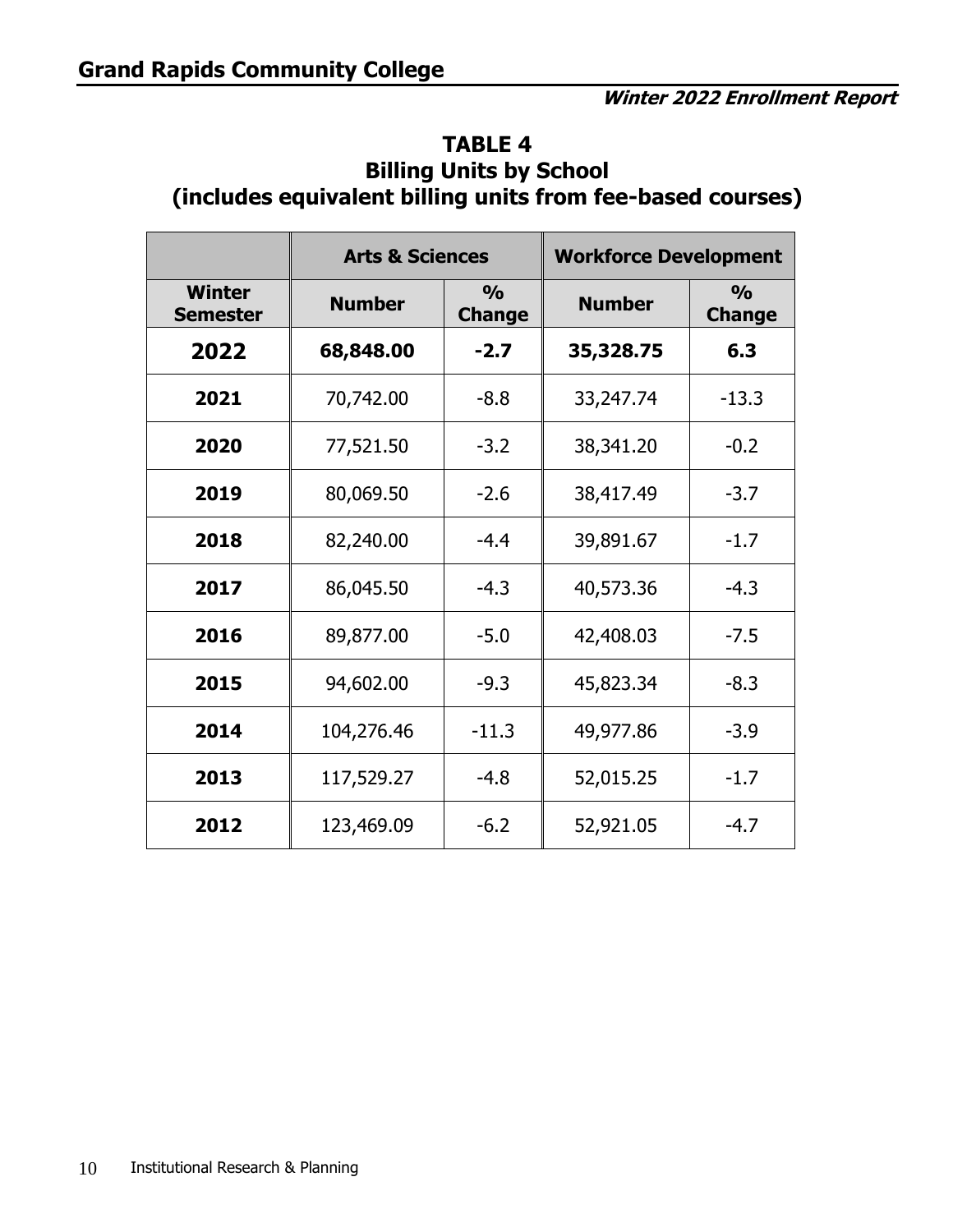# TABLE 4
## Billing Units by School
## (includes equivalent billing units from fee-based courses)

| | Arts & Sciences | | Workforce Development | |
|---|---|---|---|---|
| **Winter Semester** | **Number** | **% Change** | **Number** | **% Change** |
| **2022** | **68,848.00** | **-2.7** | **35,328.75** | **6.3** |
| **2021** | 70,742.00 | -8.8 | 33,247.74 | -13.3 |
| **2020** | 77,521.50 | -3.2 | 38,341.20 | -0.2 |
| **2019** | 80,069.50 | -2.6 | 38,417.49 | -3.7 |
| **2018** | 82,240.00 | -4.4 | 39,891.67 | -1.7 |
| **2017** | 86,045.50 | -4.3 | 40,573.36 | -4.3 |
| **2016** | 89,877.00 | -5.0 | 42,408.03 | -7.5 |
| **2015** | 94,602.00 | -9.3 | 45,823.34 | -8.3 |
| **2014** | 104,276.46 | -11.3 | 49,977.86 | -3.9 |
| **2013** | 117,529.27 | -4.8 | 52,015.25 | -1.7 |
| **2012** | 123,469.09 | -6.2 | 52,921.05 | -4.7 |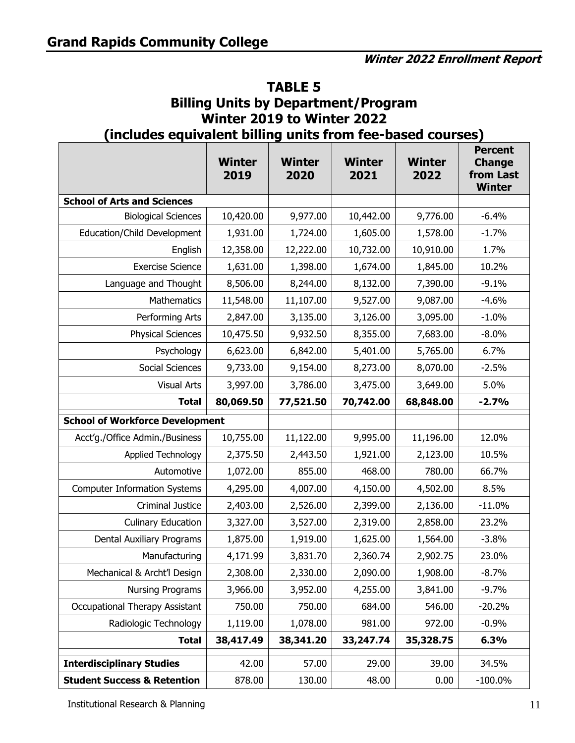# Grand Rapids Community College

***Winter 2022 Enrollment Report***

## TABLE 5
## Billing Units by Department/Program
## Winter 2019 to Winter 2022
## (includes equivalent billing units from fee-based courses)

| | Winter 2019 | Winter 2020 | Winter 2021 | Winter 2022 | Percent Change from Last Winter |
|---|---|---|---|---|---|
| **School of Arts and Sciences** | | | | | |
| Biological Sciences | 10,420.00 | 9,977.00 | 10,442.00 | 9,776.00 | -6.4% |
| Education/Child Development | 1,931.00 | 1,724.00 | 1,605.00 | 1,578.00 | -1.7% |
| English | 12,358.00 | 12,222.00 | 10,732.00 | 10,910.00 | 1.7% |
| Exercise Science | 1,631.00 | 1,398.00 | 1,674.00 | 1,845.00 | 10.2% |
| Language and Thought | 8,506.00 | 8,244.00 | 8,132.00 | 7,390.00 | -9.1% |
| Mathematics | 11,548.00 | 11,107.00 | 9,527.00 | 9,087.00 | -4.6% |
| Performing Arts | 2,847.00 | 3,135.00 | 3,126.00 | 3,095.00 | -1.0% |
| Physical Sciences | 10,475.50 | 9,932.50 | 8,355.00 | 7,683.00 | -8.0% |
| Psychology | 6,623.00 | 6,842.00 | 5,401.00 | 5,765.00 | 6.7% |
| Social Sciences | 9,733.00 | 9,154.00 | 8,273.00 | 8,070.00 | -2.5% |
| Visual Arts | 3,997.00 | 3,786.00 | 3,475.00 | 3,649.00 | 5.0% |
| **Total** | **80,069.50** | **77,521.50** | **70,742.00** | **68,848.00** | **-2.7%** |
| **School of Workforce Development** | | | | | |
| Acct'g./Office Admin./Business | 10,755.00 | 11,122.00 | 9,995.00 | 11,196.00 | 12.0% |
| Applied Technology | 2,375.50 | 2,443.50 | 1,921.00 | 2,123.00 | 10.5% |
| Automotive | 1,072.00 | 855.00 | 468.00 | 780.00 | 66.7% |
| Computer Information Systems | 4,295.00 | 4,007.00 | 4,150.00 | 4,502.00 | 8.5% |
| Criminal Justice | 2,403.00 | 2,526.00 | 2,399.00 | 2,136.00 | -11.0% |
| Culinary Education | 3,327.00 | 3,527.00 | 2,319.00 | 2,858.00 | 23.2% |
| Dental Auxiliary Programs | 1,875.00 | 1,919.00 | 1,625.00 | 1,564.00 | -3.8% |
| Manufacturing | 4,171.99 | 3,831.70 | 2,360.74 | 2,902.75 | 23.0% |
| Mechanical & Archt'l Design | 2,308.00 | 2,330.00 | 2,090.00 | 1,908.00 | -8.7% |
| Nursing Programs | 3,966.00 | 3,952.00 | 4,255.00 | 3,841.00 | -9.7% |
| Occupational Therapy Assistant | 750.00 | 750.00 | 684.00 | 546.00 | -20.2% |
| Radiologic Technology | 1,119.00 | 1,078.00 | 981.00 | 972.00 | -0.9% |
| **Total** | **38,417.49** | **38,341.20** | **33,247.74** | **35,328.75** | **6.3%** |
| **Interdisciplinary Studies** | 42.00 | 57.00 | 29.00 | 39.00 | 34.5% |
| **Student Success & Retention** | 878.00 | 130.00 | 48.00 | 0.00 | -100.0% |

Institutional Research & Planning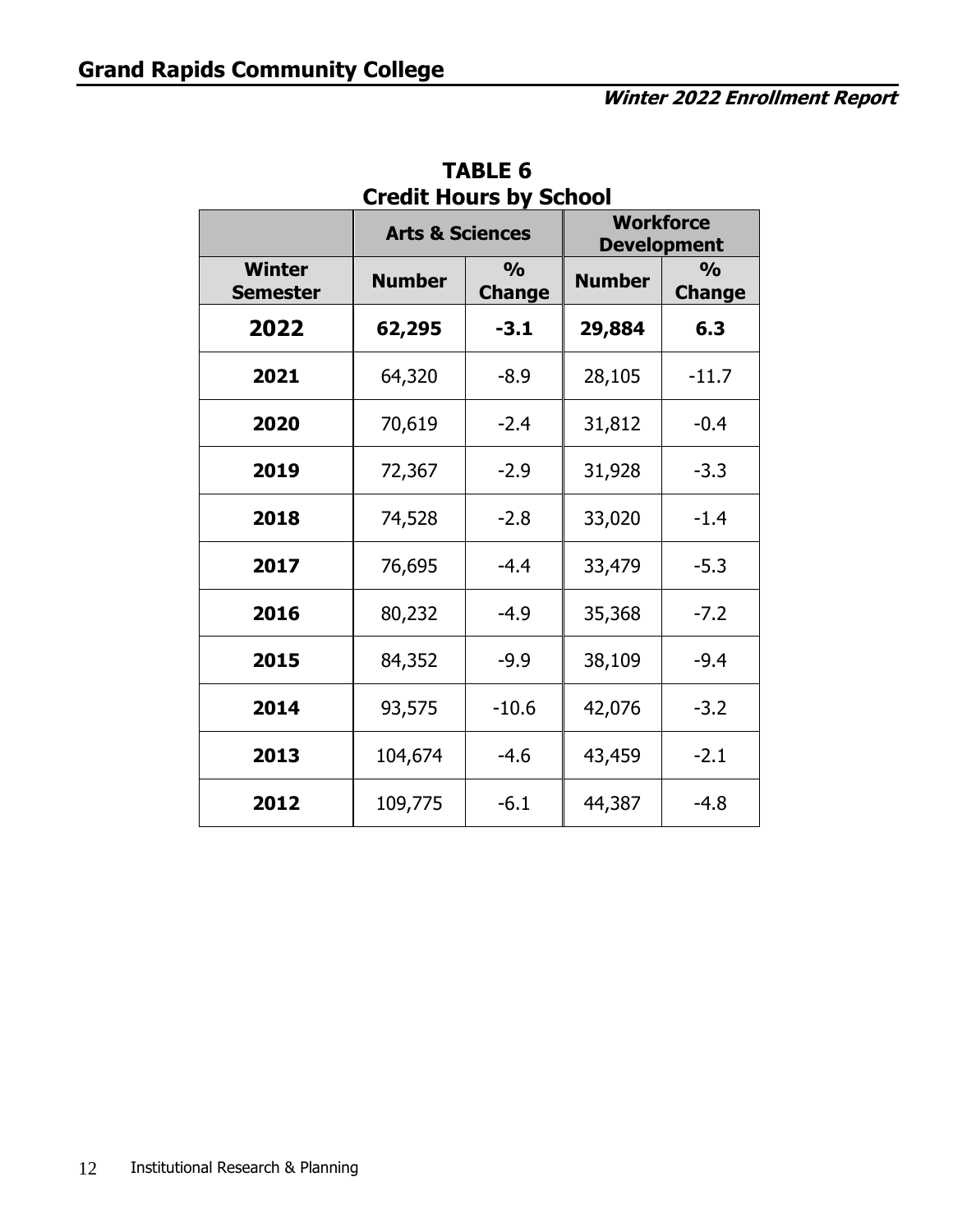**TABLE 6**
**Credit Hours by School**

| | Arts & Sciences | | Workforce Development | |
|---|---|---|---|---|
| **Winter Semester** | **Number** | **% Change** | **Number** | **% Change** |
| **2022** | **62,295** | **-3.1** | **29,884** | **6.3** |
| **2021** | 64,320 | -8.9 | 28,105 | -11.7 |
| **2020** | 70,619 | -2.4 | 31,812 | -0.4 |
| **2019** | 72,367 | -2.9 | 31,928 | -3.3 |
| **2018** | 74,528 | -2.8 | 33,020 | -1.4 |
| **2017** | 76,695 | -4.4 | 33,479 | -5.3 |
| **2016** | 80,232 | -4.9 | 35,368 | -7.2 |
| **2015** | 84,352 | -9.9 | 38,109 | -9.4 |
| **2014** | 93,575 | -10.6 | 42,076 | -3.2 |
| **2013** | 104,674 | -4.6 | 43,459 | -2.1 |
| **2012** | 109,775 | -6.1 | 44,387 | -4.8 |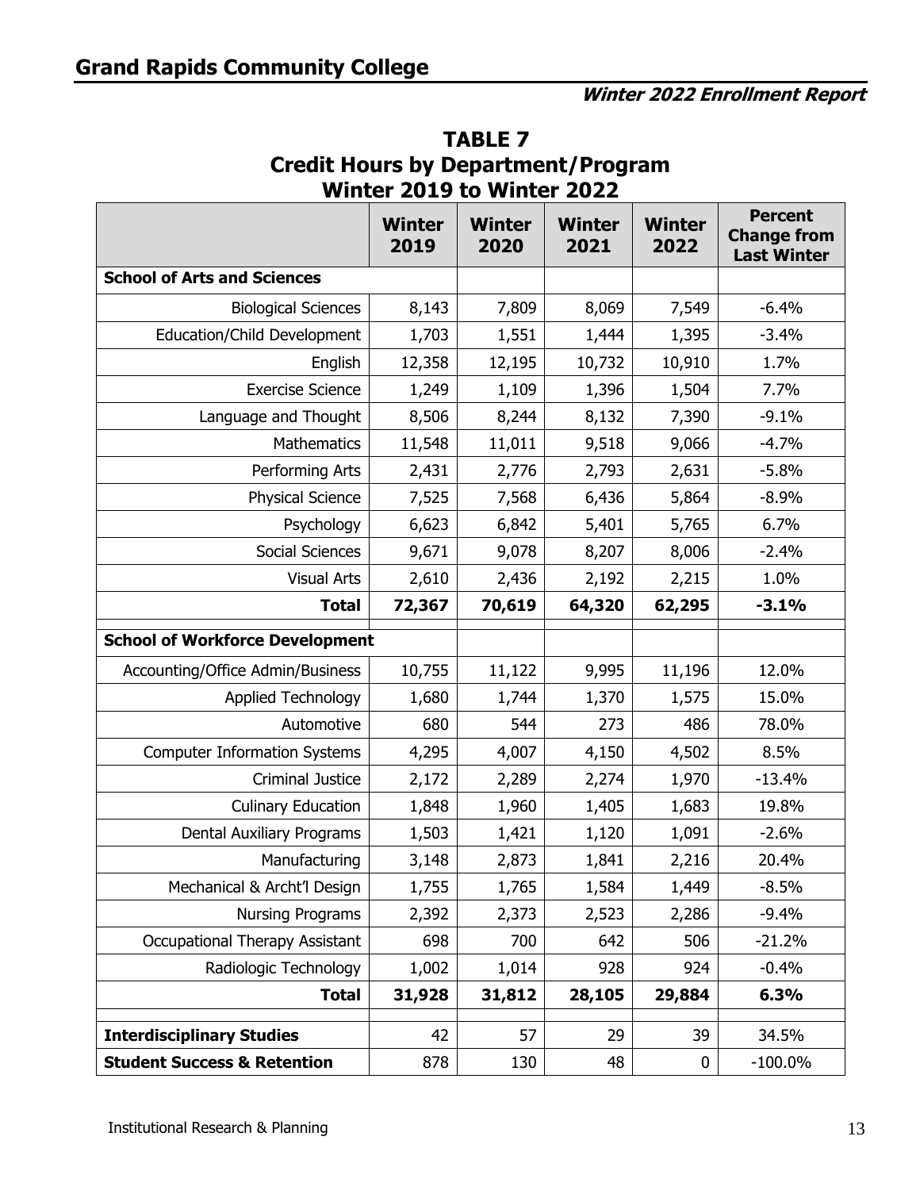## Grand Rapids Community College

***Winter 2022 Enrollment Report***

# TABLE 7
## Credit Hours by Department/Program
## Winter 2019 to Winter 2022

| | Winter 2019 | Winter 2020 | Winter 2021 | Winter 2022 | Percent Change from Last Winter |
|---|---|---|---|---|---|
| **School of Arts and Sciences** | | | | | |
| Biological Sciences | 8,143 | 7,809 | 8,069 | 7,549 | -6.4% |
| Education/Child Development | 1,703 | 1,551 | 1,444 | 1,395 | -3.4% |
| English | 12,358 | 12,195 | 10,732 | 10,910 | 1.7% |
| Exercise Science | 1,249 | 1,109 | 1,396 | 1,504 | 7.7% |
| Language and Thought | 8,506 | 8,244 | 8,132 | 7,390 | -9.1% |
| Mathematics | 11,548 | 11,011 | 9,518 | 9,066 | -4.7% |
| Performing Arts | 2,431 | 2,776 | 2,793 | 2,631 | -5.8% |
| Physical Science | 7,525 | 7,568 | 6,436 | 5,864 | -8.9% |
| Psychology | 6,623 | 6,842 | 5,401 | 5,765 | 6.7% |
| Social Sciences | 9,671 | 9,078 | 8,207 | 8,006 | -2.4% |
| Visual Arts | 2,610 | 2,436 | 2,192 | 2,215 | 1.0% |
| **Total** | **72,367** | **70,619** | **64,320** | **62,295** | **-3.1%** |
| **School of Workforce Development** | | | | | |
| Accounting/Office Admin/Business | 10,755 | 11,122 | 9,995 | 11,196 | 12.0% |
| Applied Technology | 1,680 | 1,744 | 1,370 | 1,575 | 15.0% |
| Automotive | 680 | 544 | 273 | 486 | 78.0% |
| Computer Information Systems | 4,295 | 4,007 | 4,150 | 4,502 | 8.5% |
| Criminal Justice | 2,172 | 2,289 | 2,274 | 1,970 | -13.4% |
| Culinary Education | 1,848 | 1,960 | 1,405 | 1,683 | 19.8% |
| Dental Auxiliary Programs | 1,503 | 1,421 | 1,120 | 1,091 | -2.6% |
| Manufacturing | 3,148 | 2,873 | 1,841 | 2,216 | 20.4% |
| Mechanical & Archt'l Design | 1,755 | 1,765 | 1,584 | 1,449 | -8.5% |
| Nursing Programs | 2,392 | 2,373 | 2,523 | 2,286 | -9.4% |
| Occupational Therapy Assistant | 698 | 700 | 642 | 506 | -21.2% |
| Radiologic Technology | 1,002 | 1,014 | 928 | 924 | -0.4% |
| **Total** | **31,928** | **31,812** | **28,105** | **29,884** | **6.3%** |
| **Interdisciplinary Studies** | 42 | 57 | 29 | 39 | 34.5% |
| **Student Success & Retention** | 878 | 130 | 48 | 0 | -100.0% |

Institutional Research & Planning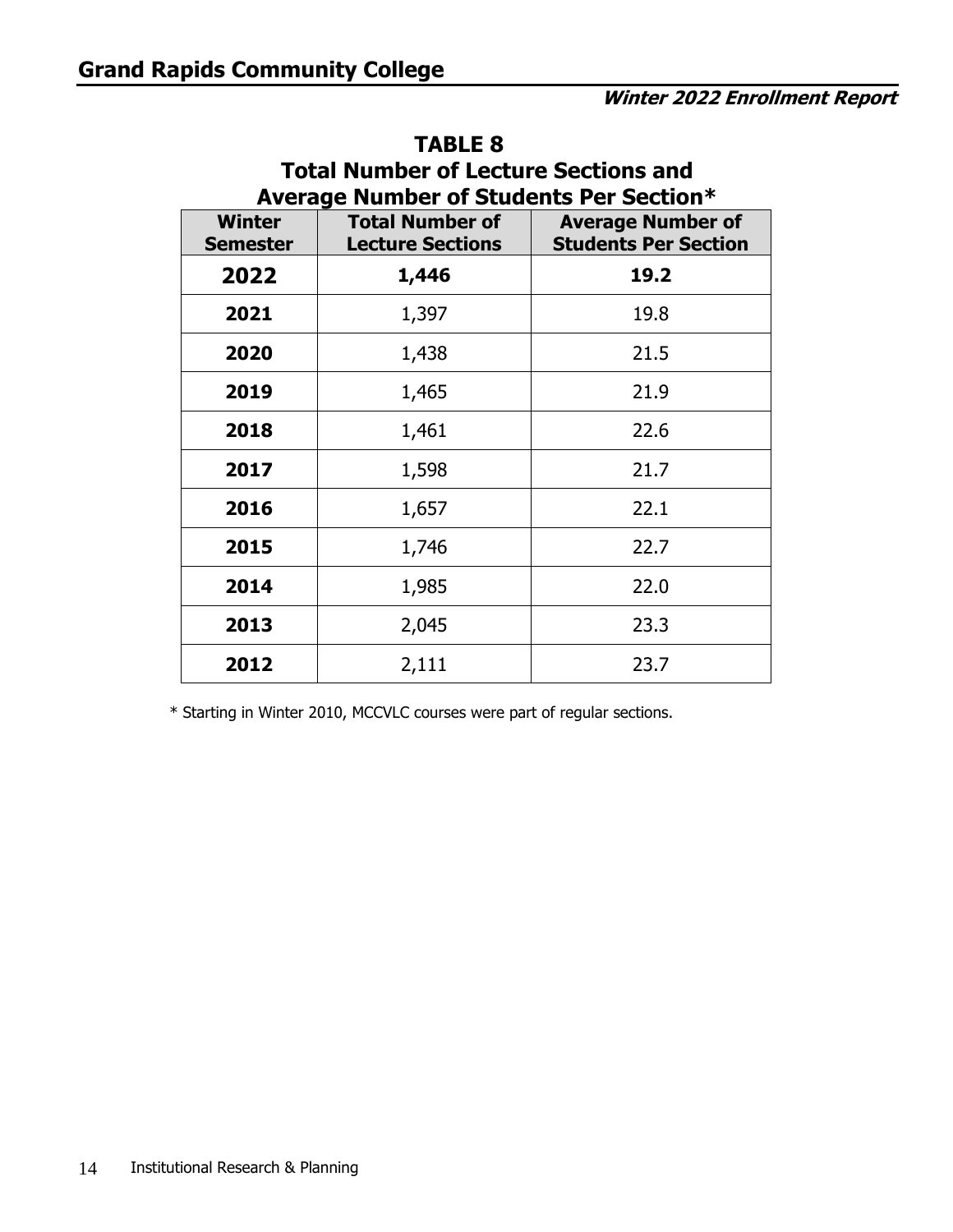# TABLE 8
## Total Number of Lecture Sections and Average Number of Students Per Section*

| Winter Semester | Total Number of Lecture Sections | Average Number of Students Per Section |
|---|---|---|
| **2022** | **1,446** | **19.2** |
| **2021** | 1,397 | 19.8 |
| **2020** | 1,438 | 21.5 |
| **2019** | 1,465 | 21.9 |
| **2018** | 1,461 | 22.6 |
| **2017** | 1,598 | 21.7 |
| **2016** | 1,657 | 22.1 |
| **2015** | 1,746 | 22.7 |
| **2014** | 1,985 | 22.0 |
| **2013** | 2,045 | 23.3 |
| **2012** | 2,111 | 23.7 |

* Starting in Winter 2010, MCCVLC courses were part of regular sections.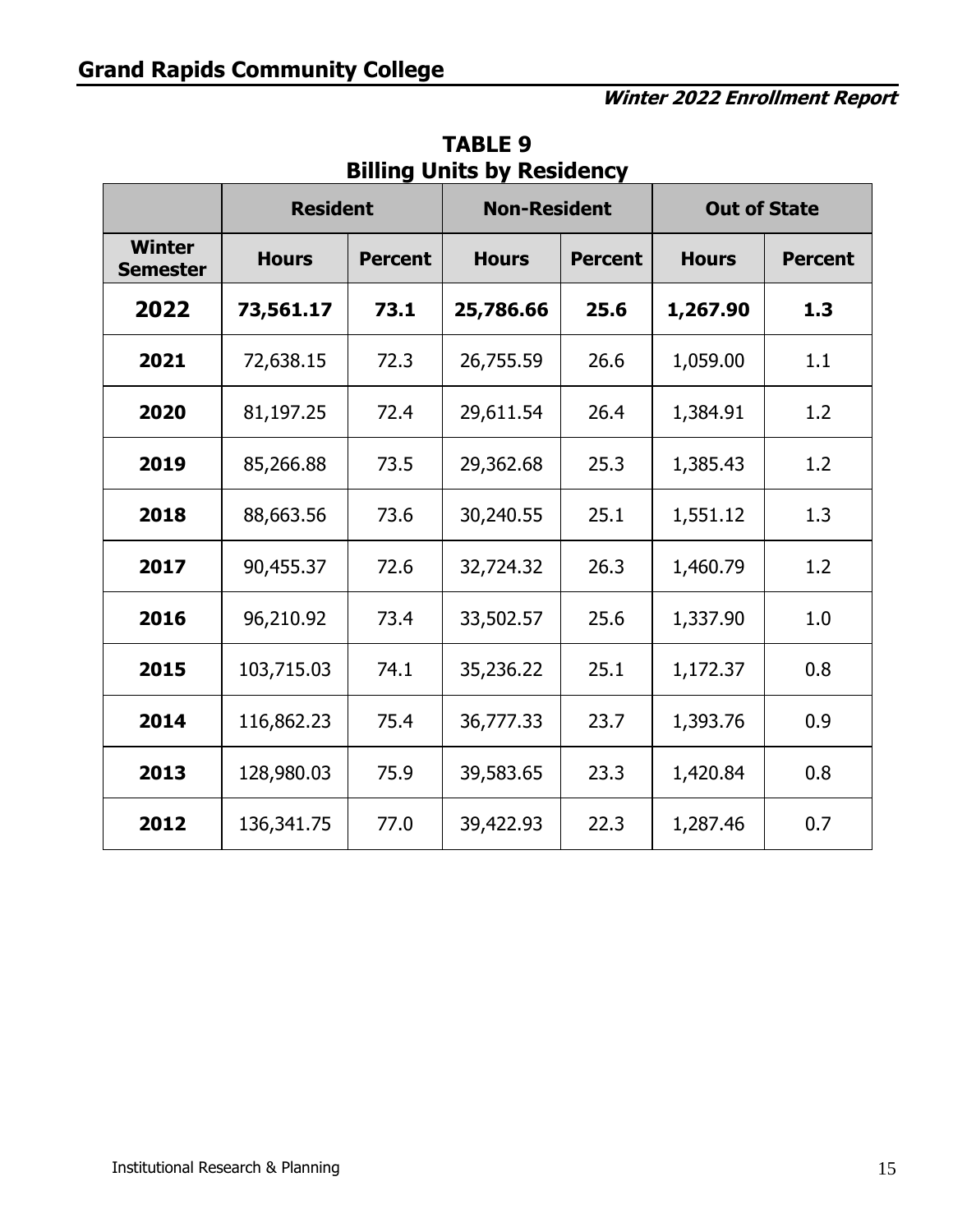## TABLE 9
## Billing Units by Residency

| | Resident | | Non-Resident | | Out of State | |
|---|---|---|---|---|---|---|
| **Winter Semester** | **Hours** | **Percent** | **Hours** | **Percent** | **Hours** | **Percent** |
| **2022** | **73,561.17** | **73.1** | **25,786.66** | **25.6** | **1,267.90** | **1.3** |
| **2021** | 72,638.15 | 72.3 | 26,755.59 | 26.6 | 1,059.00 | 1.1 |
| **2020** | 81,197.25 | 72.4 | 29,611.54 | 26.4 | 1,384.91 | 1.2 |
| **2019** | 85,266.88 | 73.5 | 29,362.68 | 25.3 | 1,385.43 | 1.2 |
| **2018** | 88,663.56 | 73.6 | 30,240.55 | 25.1 | 1,551.12 | 1.3 |
| **2017** | 90,455.37 | 72.6 | 32,724.32 | 26.3 | 1,460.79 | 1.2 |
| **2016** | 96,210.92 | 73.4 | 33,502.57 | 25.6 | 1,337.90 | 1.0 |
| **2015** | 103,715.03 | 74.1 | 35,236.22 | 25.1 | 1,172.37 | 0.8 |
| **2014** | 116,862.23 | 75.4 | 36,777.33 | 23.7 | 1,393.76 | 0.9 |
| **2013** | 128,980.03 | 75.9 | 39,583.65 | 23.3 | 1,420.84 | 0.8 |
| **2012** | 136,341.75 | 77.0 | 39,422.93 | 22.3 | 1,287.46 | 0.7 |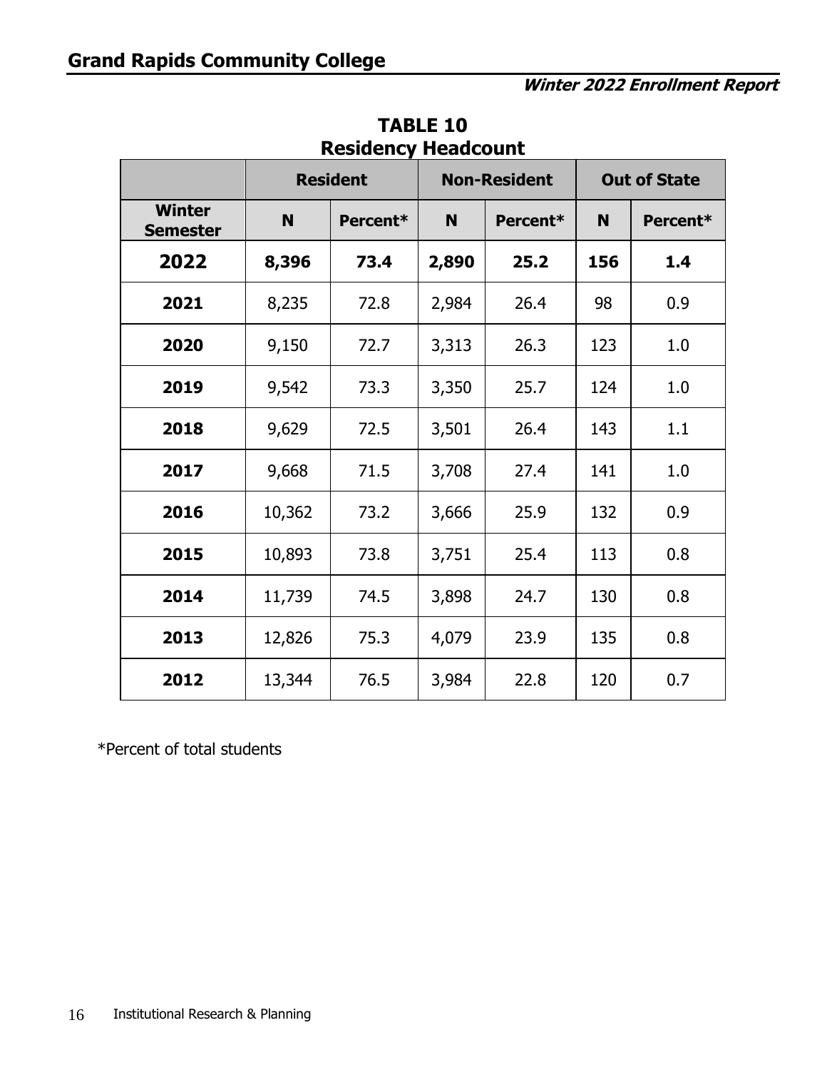# TABLE 10
## Residency Headcount

| | Resident | | Non-Resident | | Out of State | |
|---|---|---|---|---|---|---|
| **Winter Semester** | **N** | **Percent*** | **N** | **Percent*** | **N** | **Percent*** |
| **2022** | **8,396** | **73.4** | **2,890** | **25.2** | **156** | **1.4** |
| **2021** | 8,235 | 72.8 | 2,984 | 26.4 | 98 | 0.9 |
| **2020** | 9,150 | 72.7 | 3,313 | 26.3 | 123 | 1.0 |
| **2019** | 9,542 | 73.3 | 3,350 | 25.7 | 124 | 1.0 |
| **2018** | 9,629 | 72.5 | 3,501 | 26.4 | 143 | 1.1 |
| **2017** | 9,668 | 71.5 | 3,708 | 27.4 | 141 | 1.0 |
| **2016** | 10,362 | 73.2 | 3,666 | 25.9 | 132 | 0.9 |
| **2015** | 10,893 | 73.8 | 3,751 | 25.4 | 113 | 0.8 |
| **2014** | 11,739 | 74.5 | 3,898 | 24.7 | 130 | 0.8 |
| **2013** | 12,826 | 75.3 | 4,079 | 23.9 | 135 | 0.8 |
| **2012** | 13,344 | 76.5 | 3,984 | 22.8 | 120 | 0.7 |

*Percent of total students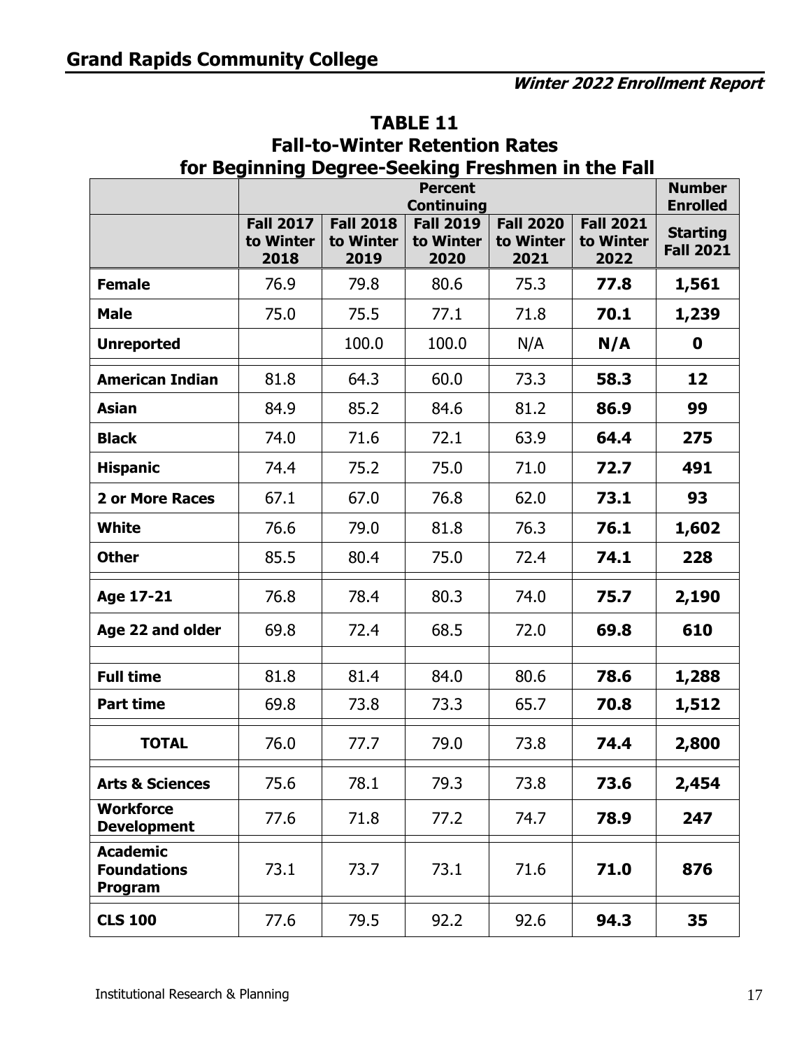## TABLE 11
## Fall-to-Winter Retention Rates for Beginning Degree-Seeking Freshmen in the Fall

| | Percent Continuing | | | | | Number Enrolled |
|---|---|---|---|---|---|---|
| | Fall 2017 to Winter 2018 | Fall 2018 to Winter 2019 | Fall 2019 to Winter 2020 | Fall 2020 to Winter 2021 | Fall 2021 to Winter 2022 | Starting Fall 2021 |
| **Female** | 76.9 | 79.8 | 80.6 | 75.3 | **77.8** | **1,561** |
| **Male** | 75.0 | 75.5 | 77.1 | 71.8 | **70.1** | **1,239** |
| **Unreported** | | 100.0 | 100.0 | N/A | **N/A** | **0** |
| **American Indian** | 81.8 | 64.3 | 60.0 | 73.3 | **58.3** | **12** |
| **Asian** | 84.9 | 85.2 | 84.6 | 81.2 | **86.9** | **99** |
| **Black** | 74.0 | 71.6 | 72.1 | 63.9 | **64.4** | **275** |
| **Hispanic** | 74.4 | 75.2 | 75.0 | 71.0 | **72.7** | **491** |
| **2 or More Races** | 67.1 | 67.0 | 76.8 | 62.0 | **73.1** | **93** |
| **White** | 76.6 | 79.0 | 81.8 | 76.3 | **76.1** | **1,602** |
| **Other** | 85.5 | 80.4 | 75.0 | 72.4 | **74.1** | **228** |
| **Age 17-21** | 76.8 | 78.4 | 80.3 | 74.0 | **75.7** | **2,190** |
| **Age 22 and older** | 69.8 | 72.4 | 68.5 | 72.0 | **69.8** | **610** |
| **Full time** | 81.8 | 81.4 | 84.0 | 80.6 | **78.6** | **1,288** |
| **Part time** | 69.8 | 73.8 | 73.3 | 65.7 | **70.8** | **1,512** |
| **TOTAL** | 76.0 | 77.7 | 79.0 | 73.8 | **74.4** | **2,800** |
| **Arts & Sciences** | 75.6 | 78.1 | 79.3 | 73.8 | **73.6** | **2,454** |
| **Workforce Development** | 77.6 | 71.8 | 77.2 | 74.7 | **78.9** | **247** |
| **Academic Foundations Program** | 73.1 | 73.7 | 73.1 | 71.6 | **71.0** | **876** |
| **CLS 100** | 77.6 | 79.5 | 92.2 | 92.6 | **94.3** | **35** |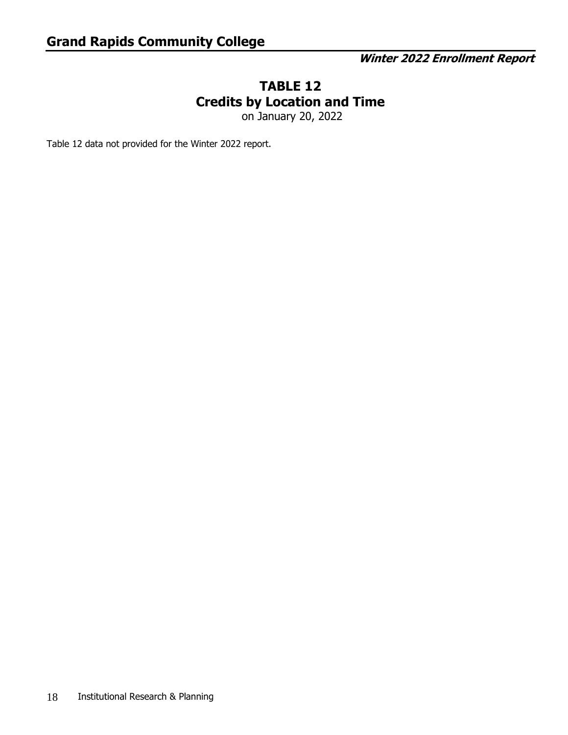# TABLE 12
## Credits by Location and Time

on January 20, 2022

Table 12 data not provided for the Winter 2022 report.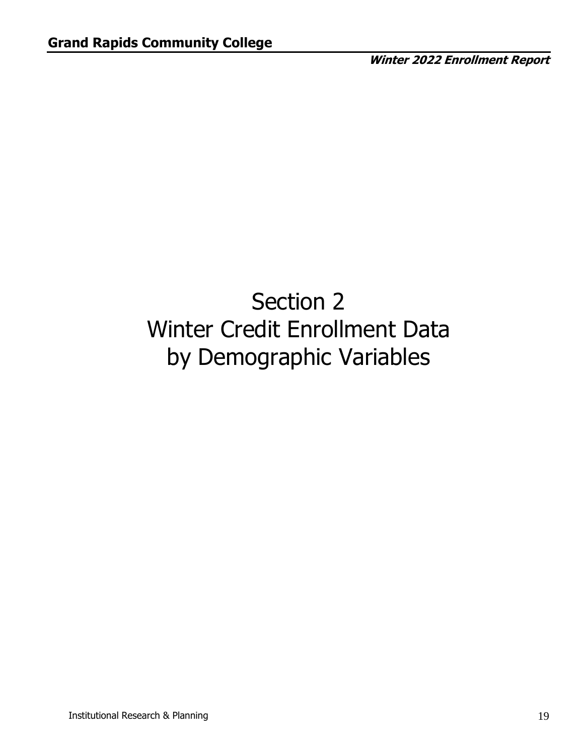# Section 2
# Winter Credit Enrollment Data
# by Demographic Variables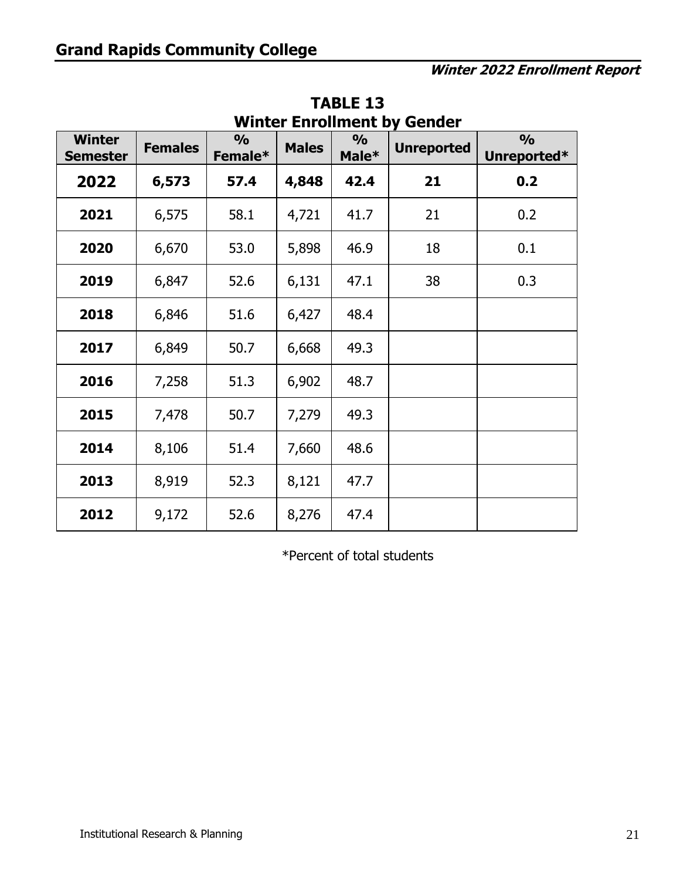# Grand Rapids Community College

***Winter 2022 Enrollment Report***

## TABLE 13
## Winter Enrollment by Gender

| Winter Semester | Females | % Female* | Males | % Male* | Unreported | % Unreported* |
|---|---|---|---|---|---|---|
| **2022** | **6,573** | **57.4** | **4,848** | **42.4** | **21** | **0.2** |
| **2021** | 6,575 | 58.1 | 4,721 | 41.7 | 21 | 0.2 |
| **2020** | 6,670 | 53.0 | 5,898 | 46.9 | 18 | 0.1 |
| **2019** | 6,847 | 52.6 | 6,131 | 47.1 | 38 | 0.3 |
| **2018** | 6,846 | 51.6 | 6,427 | 48.4 | | |
| **2017** | 6,849 | 50.7 | 6,668 | 49.3 | | |
| **2016** | 7,258 | 51.3 | 6,902 | 48.7 | | |
| **2015** | 7,478 | 50.7 | 7,279 | 49.3 | | |
| **2014** | 8,106 | 51.4 | 7,660 | 48.6 | | |
| **2013** | 8,919 | 52.3 | 8,121 | 47.7 | | |
| **2012** | 9,172 | 52.6 | 8,276 | 47.4 | | |

*Percent of total students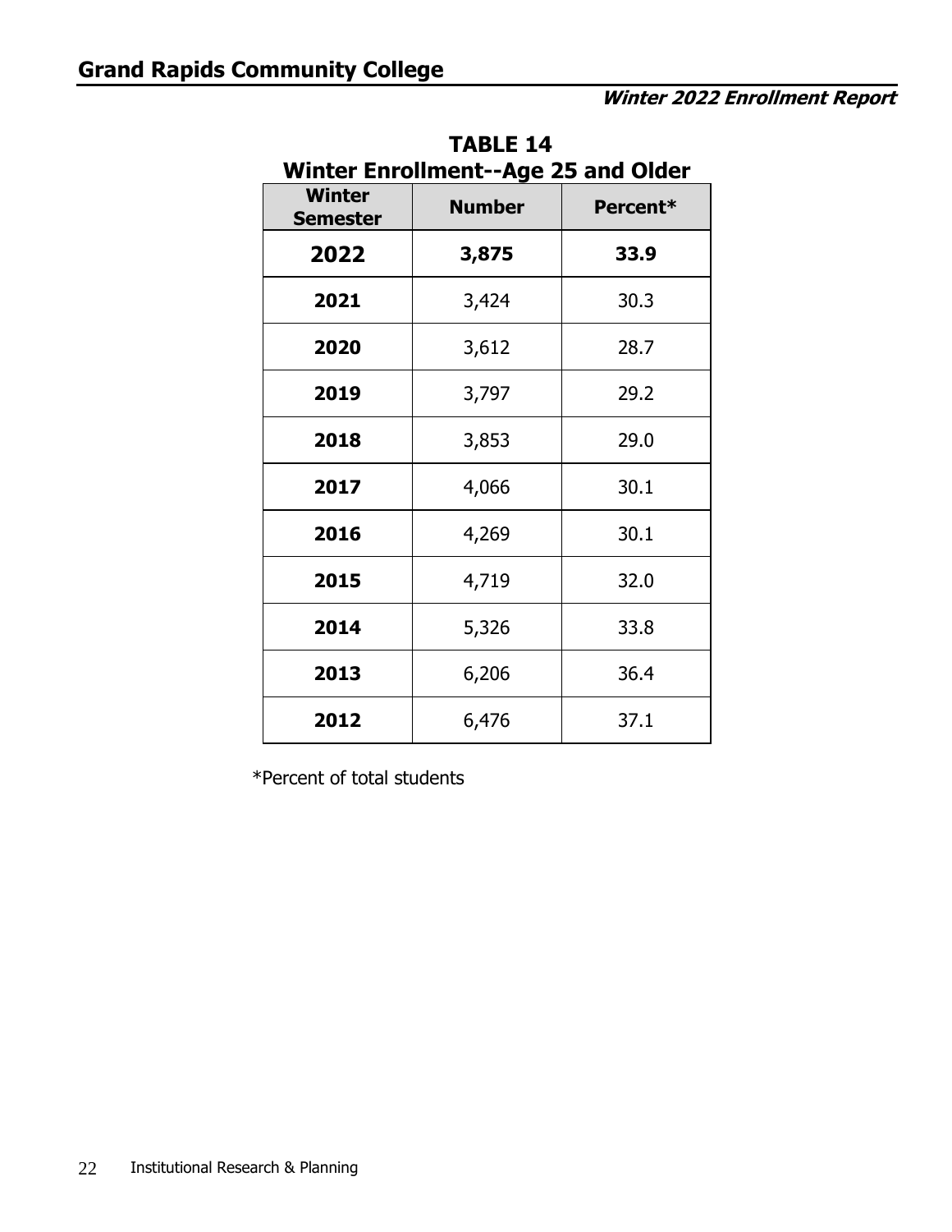## TABLE 14
## Winter Enrollment--Age 25 and Older

| Winter Semester | Number | Percent* |
|---|---|---|
| **2022** | **3,875** | **33.9** |
| **2021** | 3,424 | 30.3 |
| **2020** | 3,612 | 28.7 |
| **2019** | 3,797 | 29.2 |
| **2018** | 3,853 | 29.0 |
| **2017** | 4,066 | 30.1 |
| **2016** | 4,269 | 30.1 |
| **2015** | 4,719 | 32.0 |
| **2014** | 5,326 | 33.8 |
| **2013** | 6,206 | 36.4 |
| **2012** | 6,476 | 37.1 |

*Percent of total students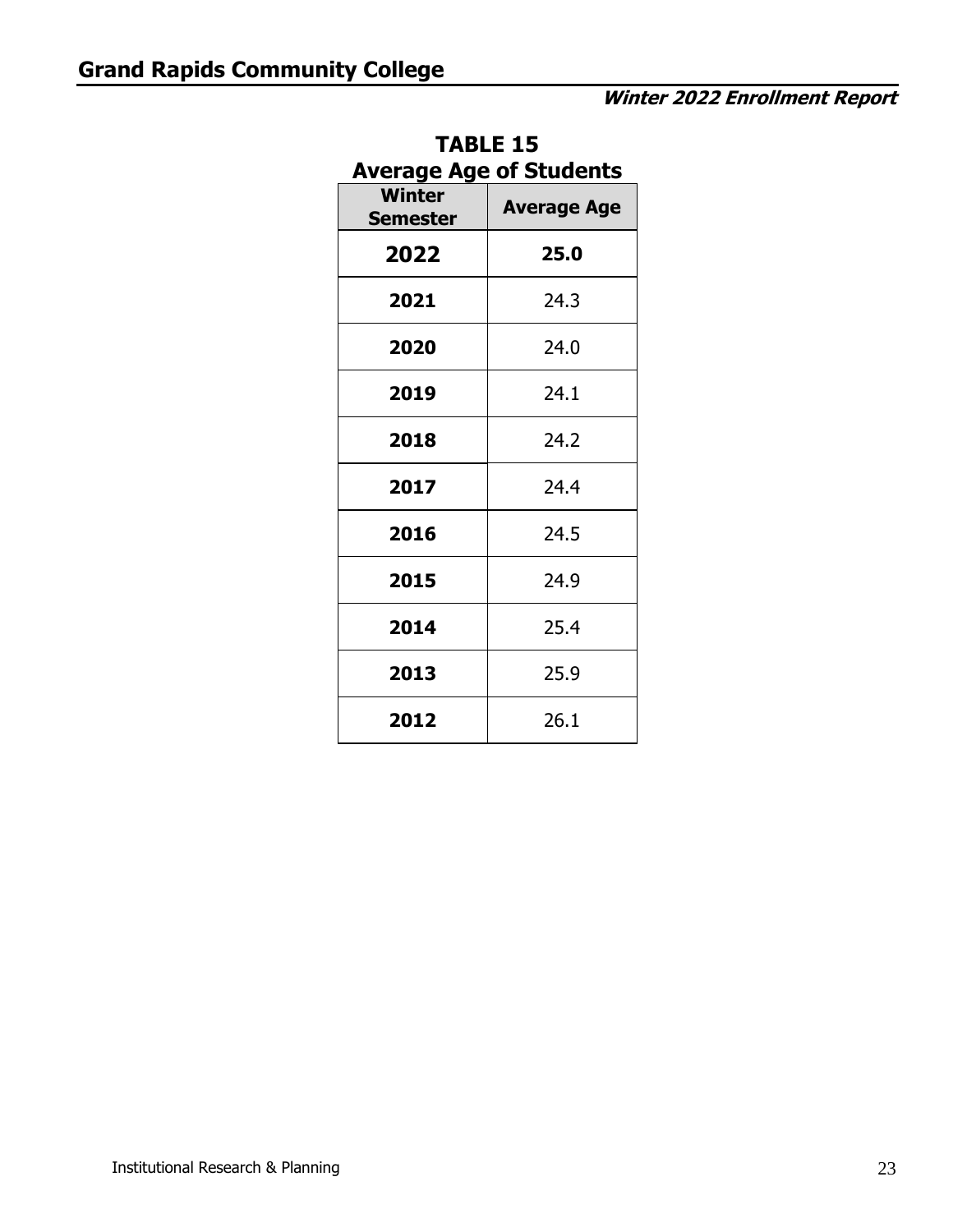# TABLE 15

## Average Age of Students

| Winter Semester | Average Age |
|---|---|
| **2022** | **25.0** |
| **2021** | 24.3 |
| **2020** | 24.0 |
| **2019** | 24.1 |
| **2018** | 24.2 |
| **2017** | 24.4 |
| **2016** | 24.5 |
| **2015** | 24.9 |
| **2014** | 25.4 |
| **2013** | 25.9 |
| **2012** | 26.1 |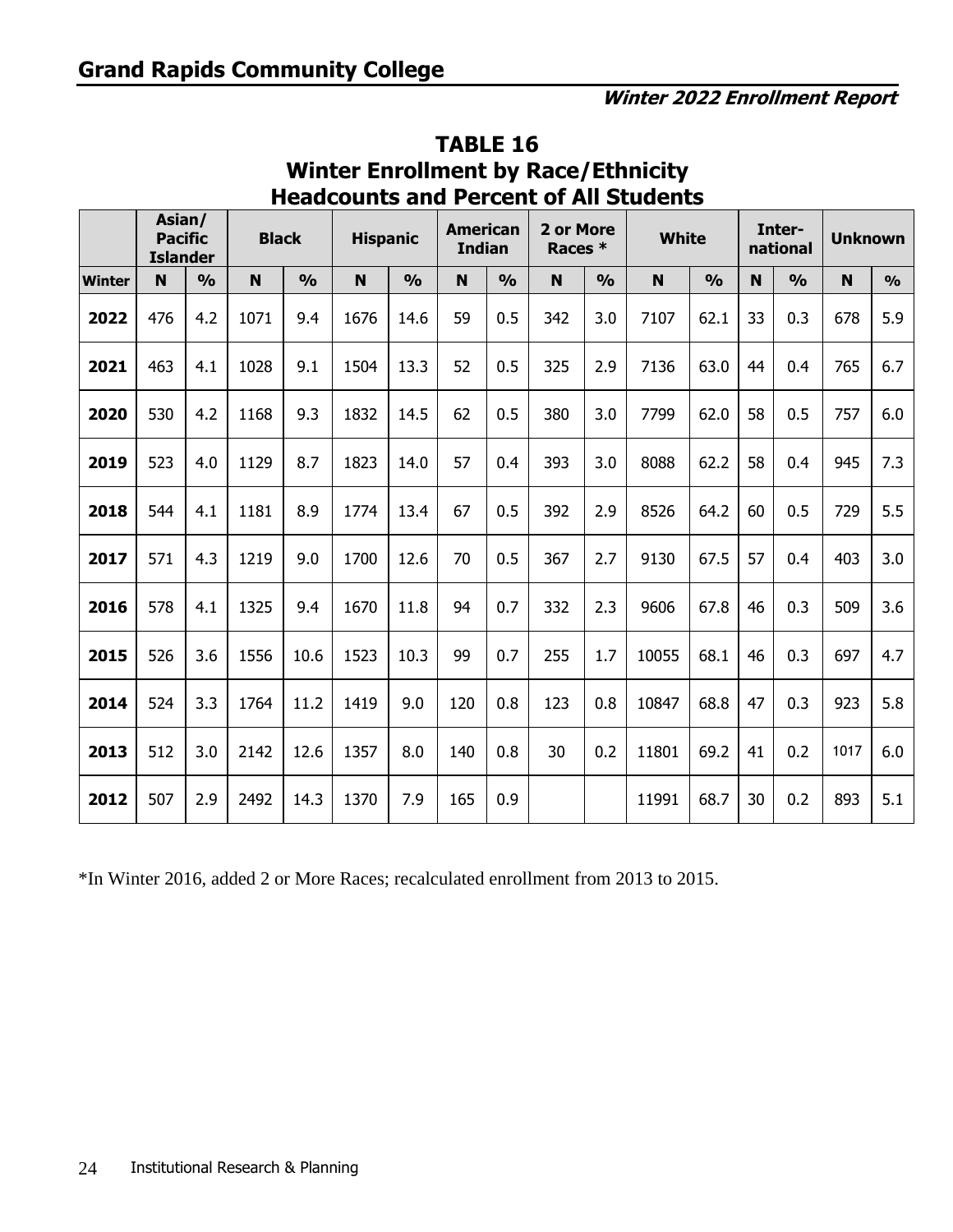## Grand Rapids Community College

***Winter 2022 Enrollment Report***

# TABLE 16
## Winter Enrollment by Race/Ethnicity
## Headcounts and Percent of All Students

| | Asian/ Pacific Islander | | Black | | Hispanic | | American Indian | | 2 or More Races * | | White | | Inter-national | | Unknown | |
|---|---|---|---|---|---|---|---|---|---|---|---|---|---|---|---|---|
| **Winter** | **N** | **%** | **N** | **%** | **N** | **%** | **N** | **%** | **N** | **%** | **N** | **%** | **N** | **%** | **N** | **%** |
| **2022** | 476 | 4.2 | 1071 | 9.4 | 1676 | 14.6 | 59 | 0.5 | 342 | 3.0 | 7107 | 62.1 | 33 | 0.3 | 678 | 5.9 |
| **2021** | 463 | 4.1 | 1028 | 9.1 | 1504 | 13.3 | 52 | 0.5 | 325 | 2.9 | 7136 | 63.0 | 44 | 0.4 | 765 | 6.7 |
| **2020** | 530 | 4.2 | 1168 | 9.3 | 1832 | 14.5 | 62 | 0.5 | 380 | 3.0 | 7799 | 62.0 | 58 | 0.5 | 757 | 6.0 |
| **2019** | 523 | 4.0 | 1129 | 8.7 | 1823 | 14.0 | 57 | 0.4 | 393 | 3.0 | 8088 | 62.2 | 58 | 0.4 | 945 | 7.3 |
| **2018** | 544 | 4.1 | 1181 | 8.9 | 1774 | 13.4 | 67 | 0.5 | 392 | 2.9 | 8526 | 64.2 | 60 | 0.5 | 729 | 5.5 |
| **2017** | 571 | 4.3 | 1219 | 9.0 | 1700 | 12.6 | 70 | 0.5 | 367 | 2.7 | 9130 | 67.5 | 57 | 0.4 | 403 | 3.0 |
| **2016** | 578 | 4.1 | 1325 | 9.4 | 1670 | 11.8 | 94 | 0.7 | 332 | 2.3 | 9606 | 67.8 | 46 | 0.3 | 509 | 3.6 |
| **2015** | 526 | 3.6 | 1556 | 10.6 | 1523 | 10.3 | 99 | 0.7 | 255 | 1.7 | 10055 | 68.1 | 46 | 0.3 | 697 | 4.7 |
| **2014** | 524 | 3.3 | 1764 | 11.2 | 1419 | 9.0 | 120 | 0.8 | 123 | 0.8 | 10847 | 68.8 | 47 | 0.3 | 923 | 5.8 |
| **2013** | 512 | 3.0 | 2142 | 12.6 | 1357 | 8.0 | 140 | 0.8 | 30 | 0.2 | 11801 | 69.2 | 41 | 0.2 | 1017 | 6.0 |
| **2012** | 507 | 2.9 | 2492 | 14.3 | 1370 | 7.9 | 165 | 0.9 | | | 11991 | 68.7 | 30 | 0.2 | 893 | 5.1 |

*In Winter 2016, added 2 or More Races; recalculated enrollment from 2013 to 2015.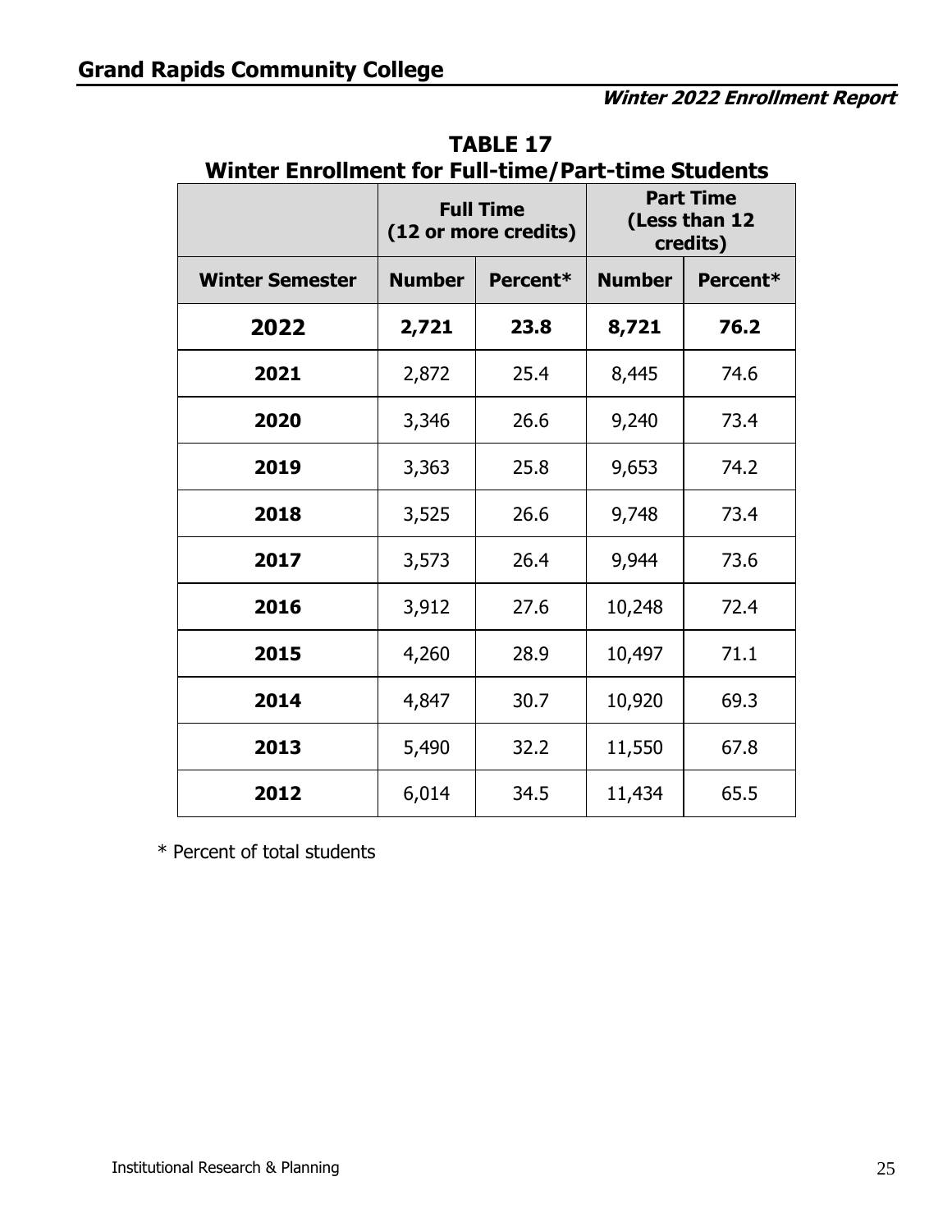## TABLE 17
## Winter Enrollment for Full-time/Part-time Students

| | Full Time (12 or more credits) | | Part Time (Less than 12 credits) | |
|---|---|---|---|---|
| **Winter Semester** | **Number** | **Percent*** | **Number** | **Percent*** |
| **2022** | **2,721** | **23.8** | **8,721** | **76.2** |
| **2021** | 2,872 | 25.4 | 8,445 | 74.6 |
| **2020** | 3,346 | 26.6 | 9,240 | 73.4 |
| **2019** | 3,363 | 25.8 | 9,653 | 74.2 |
| **2018** | 3,525 | 26.6 | 9,748 | 73.4 |
| **2017** | 3,573 | 26.4 | 9,944 | 73.6 |
| **2016** | 3,912 | 27.6 | 10,248 | 72.4 |
| **2015** | 4,260 | 28.9 | 10,497 | 71.1 |
| **2014** | 4,847 | 30.7 | 10,920 | 69.3 |
| **2013** | 5,490 | 32.2 | 11,550 | 67.8 |
| **2012** | 6,014 | 34.5 | 11,434 | 65.5 |

* Percent of total students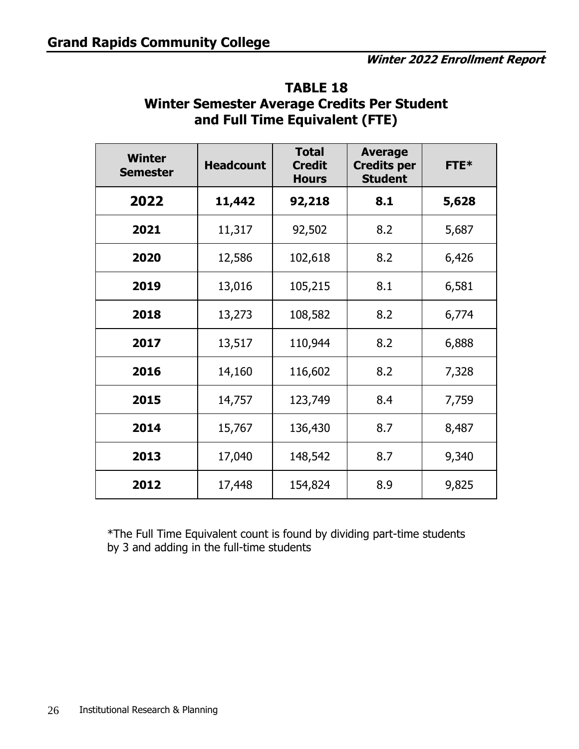# TABLE 18
## Winter Semester Average Credits Per Student and Full Time Equivalent (FTE)

| Winter Semester | Headcount | Total Credit Hours | Average Credits per Student | FTE* |
|---|---|---|---|---|
| **2022** | **11,442** | **92,218** | **8.1** | **5,628** |
| **2021** | 11,317 | 92,502 | 8.2 | 5,687 |
| **2020** | 12,586 | 102,618 | 8.2 | 6,426 |
| **2019** | 13,016 | 105,215 | 8.1 | 6,581 |
| **2018** | 13,273 | 108,582 | 8.2 | 6,774 |
| **2017** | 13,517 | 110,944 | 8.2 | 6,888 |
| **2016** | 14,160 | 116,602 | 8.2 | 7,328 |
| **2015** | 14,757 | 123,749 | 8.4 | 7,759 |
| **2014** | 15,767 | 136,430 | 8.7 | 8,487 |
| **2013** | 17,040 | 148,542 | 8.7 | 9,340 |
| **2012** | 17,448 | 154,824 | 8.9 | 9,825 |

*The Full Time Equivalent count is found by dividing part-time students by 3 and adding in the full-time students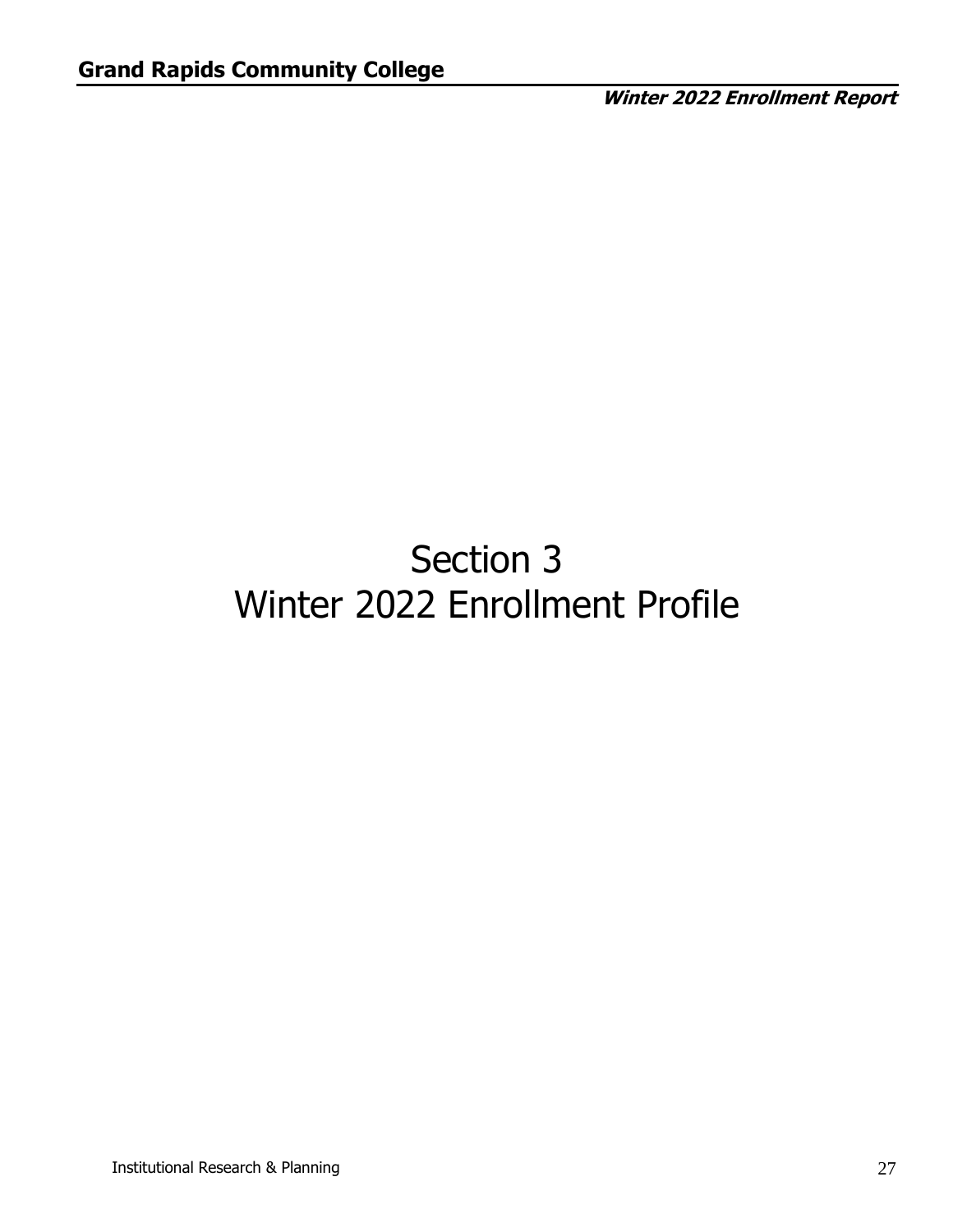# Section 3
# Winter 2022 Enrollment Profile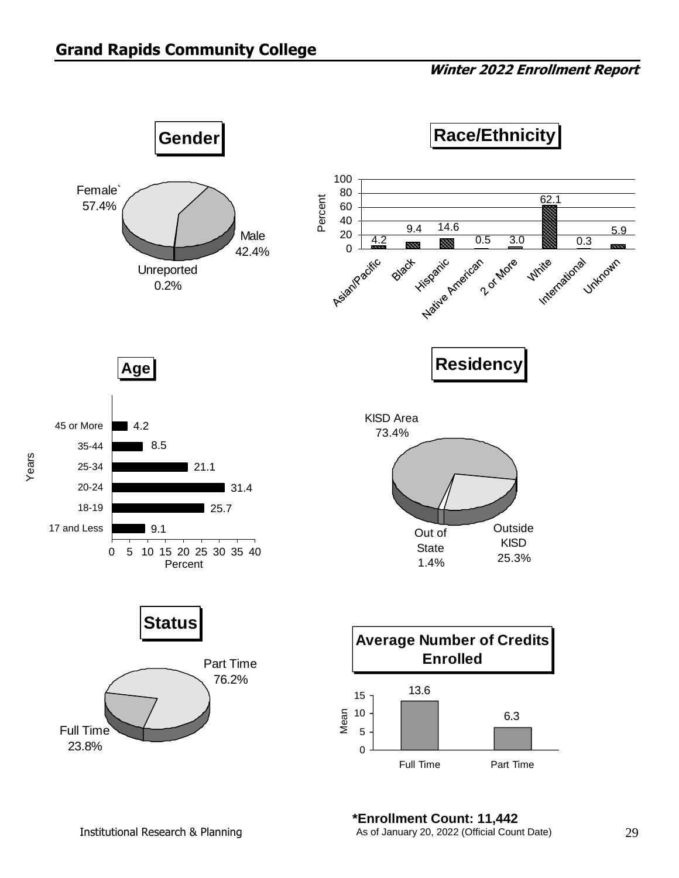# Grand Rapids Community College

***Winter 2022 Enrollment Report***

## Gender

Female`
57.4%

Male
42.4%

Unreported
0.2%

## Race/Ethnicity

Percent

100
80
60
40
20
0

4.2
9.4
14.6
0.5
3.0
62.1
0.3
5.9

Asian/Pacific
Black
Hispanic
Native American
2 or More
White
International
Unknown

## Age

Years

45 or More 4.2
35-44 8.5
25-34 21.1
20-24 31.4
18-19 25.7
17 and Less 9.1

0 5 10 15 20 25 30 35 40
Percent

## Residency

KISD Area
73.4%

Outside KISD
25.3%

Out of State
1.4%

## Status

Part Time
76.2%

Full Time
23.8%

## Average Number of Credits Enrolled

Mean

15
10
5
0

13.6
6.3

Full Time
Part Time

**\*Enrollment Count: 11,442**
As of January 20, 2022 (Official Count Date)

Institutional Research & Planning